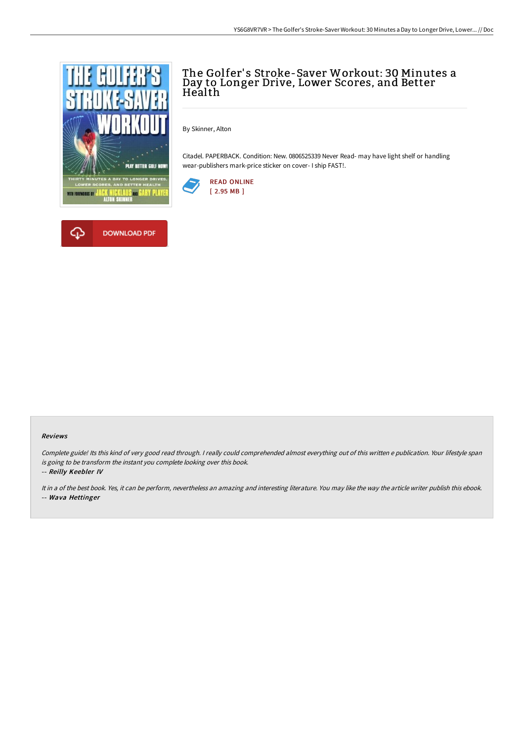# The Golfer's Stroke-Saver Workout: 30 Minutes a Day to Longer Drive, Lower Scores, and Better Health

By Skinner, Alton

Citadel. PAPERBACK. Condition: New. 0806525339 Never Read- may have light shelf or handling wear-publishers mark-price sticker on cover- I ship FAST!.

READ ONLINE
[ 2.95 MB ]

DOWNLOAD PDF

### Reviews

*Complete guide! Its this kind of very good read through. I really could comprehended almost everything out of this written e publication. Your lifestyle span is going to be transform the instant you complete looking over this book.*

-- ***Reilly Keebler IV***

*It in a of the best book. Yes, it can be perform, nevertheless an amazing and interesting literature. You may like the way the article writer publish this ebook.*

-- ***Wava Hettinger***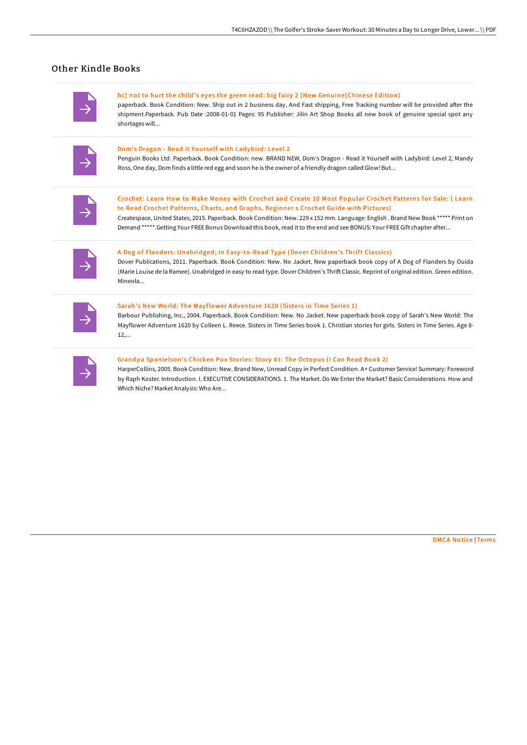## Other Kindle Books

### hc] not to hurt the child's eyes the green read: big fairy 2 [New Genuine(Chinese Edition)

paperback. Book Condition: New. Ship out in 2 business day, And Fast shipping, Free Tracking number will be provided after the shipment.Paperback. Pub Date :2008-01-01 Pages: 95 Publisher: Jilin Art Shop Books all new book of genuine special spot any shortages will...

### Dom's Dragon - Read it Yourself with Ladybird: Level 2

Penguin Books Ltd. Paperback. Book Condition: new. BRAND NEW, Dom's Dragon - Read it Yourself with Ladybird: Level 2, Mandy Ross, One day, Dom finds a little red egg and soon he is the owner of a friendly dragon called Glow! But...

### Crochet: Learn How to Make Money with Crochet and Create 10 Most Popular Crochet Patterns for Sale: ( Learn to Read Crochet Patterns, Charts, and Graphs, Beginner s Crochet Guide with Pictures)

Createspace, United States, 2015. Paperback. Book Condition: New. 229 x 152 mm. Language: English . Brand New Book ***** Print on Demand *****.Getting Your FREE Bonus Download this book, read it to the end and see BONUS: Your FREE Gift chapter after...

### A Dog of Flanders: Unabridged; In Easy-to-Read Type (Dover Children's Thrift Classics)

Dover Publications, 2011. Paperback. Book Condition: New. No Jacket. New paperback book copy of A Dog of Flanders by Ouida (Marie Louise de la Ramee). Unabridged in easy to read type. Dover Children's Thrift Classic. Reprint of original edition. Green edition. Mineola...

### Sarah's New World: The Mayflower Adventure 1620 (Sisters in Time Series 1)

Barbour Publishing, Inc., 2004. Paperback. Book Condition: New. No Jacket. New paperback book copy of Sarah's New World: The Mayflower Adventure 1620 by Colleen L. Reece. Sisters in Time Series book 1. Christian stories for girls. Sisters in Time Series. Age 8-12,...

### Grandpa Spanielson's Chicken Pox Stories: Story #1: The Octopus (I Can Read Book 2)

HarperCollins, 2005. Book Condition: New. Brand New, Unread Copy in Perfect Condition. A+ Customer Service! Summary: Foreword by Raph Koster. Introduction. I. EXECUTIVE CONSIDERATIONS. 1. The Market. Do We Enter the Market? Basic Considerations. How and Which Niche? Market Analysis: Who Are...